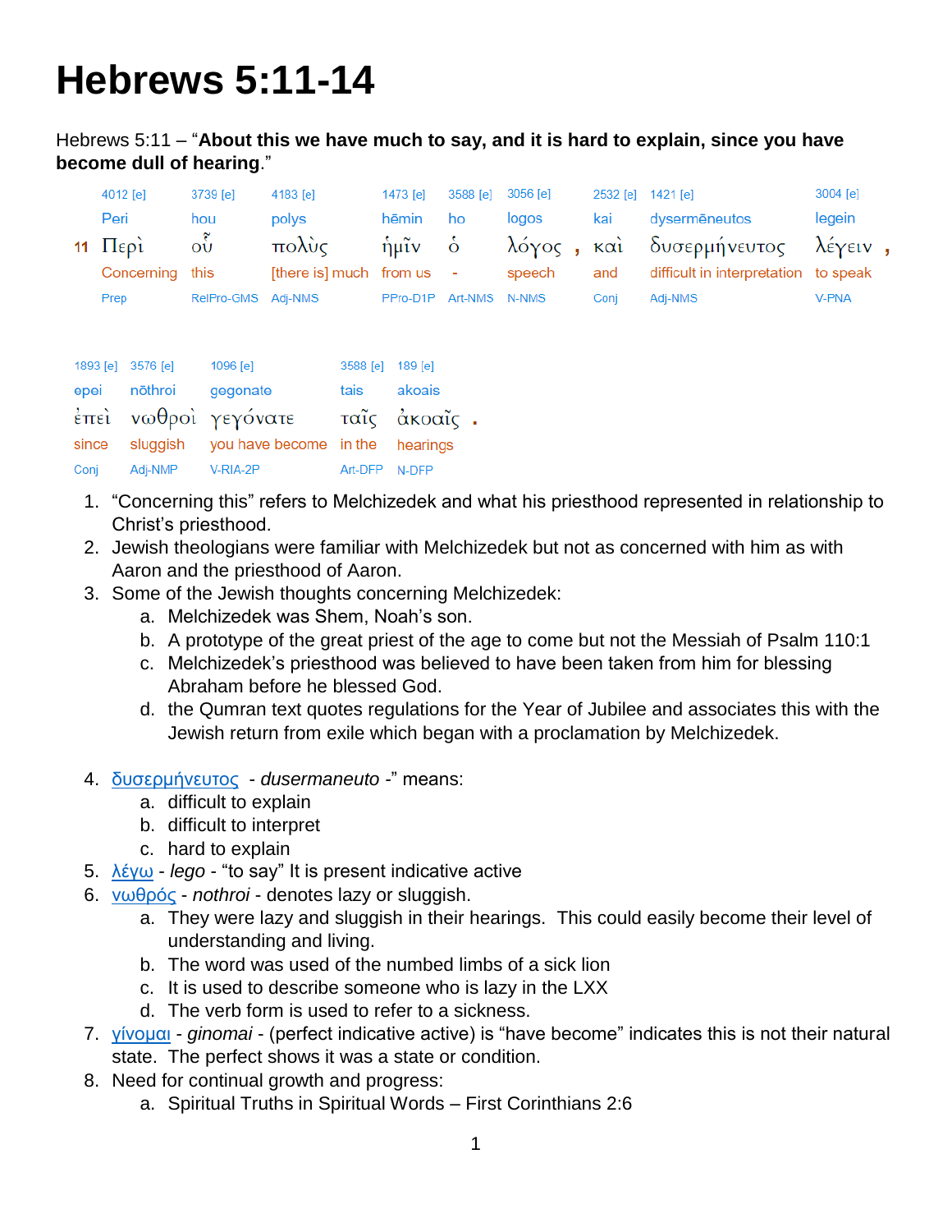# Hebrews 5:11-14

Hebrews 5:11 – “**About this we have much to say, and it is hard to explain, since you have become dull of hearing**.”

| | 4012 [e] | 3739 [e] | 4183 [e] | 1473 [e] | 3588 [e] | 3056 [e] | | 2532 [e] | 1421 [e] | 3004 [e] | |
|---|---|---|---|---|---|---|---|---|---|---|---|
| | Peri | hou | polys | hēmin | ho | logos | | kai | dysermēneutos | legein | |
| 11 | Περὶ | οὗ | πολὺς | ἡμῖν | ὁ | λόγος | , | καὶ | δυσερμήνευτος | λέγειν | , |
| | Concerning | this | [there is] much | from us | - | speech | | and | difficult in interpretation | to speak | |
| | Prep | RelPro-GMS | Adj-NMS | PPro-D1P | Art-NMS | N-NMS | | Conj | Adj-NMS | V-PNA | |

| 1893 [e] | 3576 [e] | 1096 [e] | 3588 [e] | 189 [e] | |
|---|---|---|---|---|---|
| epei | nōthroi | gegonate | tais | akoais | |
| ἐπεὶ | νωθροὶ | γεγόνατε | ταῖς | ἀκοαῖς | . |
| since | sluggish | you have become | in the | hearings | |
| Conj | Adj-NMP | V-RIA-2P | Art-DFP | N-DFP | |

1. “Concerning this” refers to Melchizedek and what his priesthood represented in relationship to Christ’s priesthood.
2. Jewish theologians were familiar with Melchizedek but not as concerned with him as with Aaron and the priesthood of Aaron.
3. Some of the Jewish thoughts concerning Melchizedek:
    a. Melchizedek was Shem, Noah’s son.
    b. A prototype of the great priest of the age to come but not the Messiah of Psalm 110:1
    c. Melchizedek’s priesthood was believed to have been taken from him for blessing Abraham before he blessed God.
    d. the Qumran text quotes regulations for the Year of Jubilee and associates this with the Jewish return from exile which began with a proclamation by Melchizedek.

4. δυσερμήνευτος - *dusermaneuto* -” means:
    a. difficult to explain
    b. difficult to interpret
    c. hard to explain
5. λέγω - *lego* - “to say” It is present indicative active
6. νωθρός - *nothroi* - denotes lazy or sluggish.
    a. They were lazy and sluggish in their hearings. This could easily become their level of understanding and living.
    b. The word was used of the numbed limbs of a sick lion
    c. It is used to describe someone who is lazy in the LXX
    d. The verb form is used to refer to a sickness.
7. γίνομαι - *ginomai* - (perfect indicative active) is “have become” indicates this is not their natural state. The perfect shows it was a state or condition.
8. Need for continual growth and progress:
    a. Spiritual Truths in Spiritual Words – First Corinthians 2:6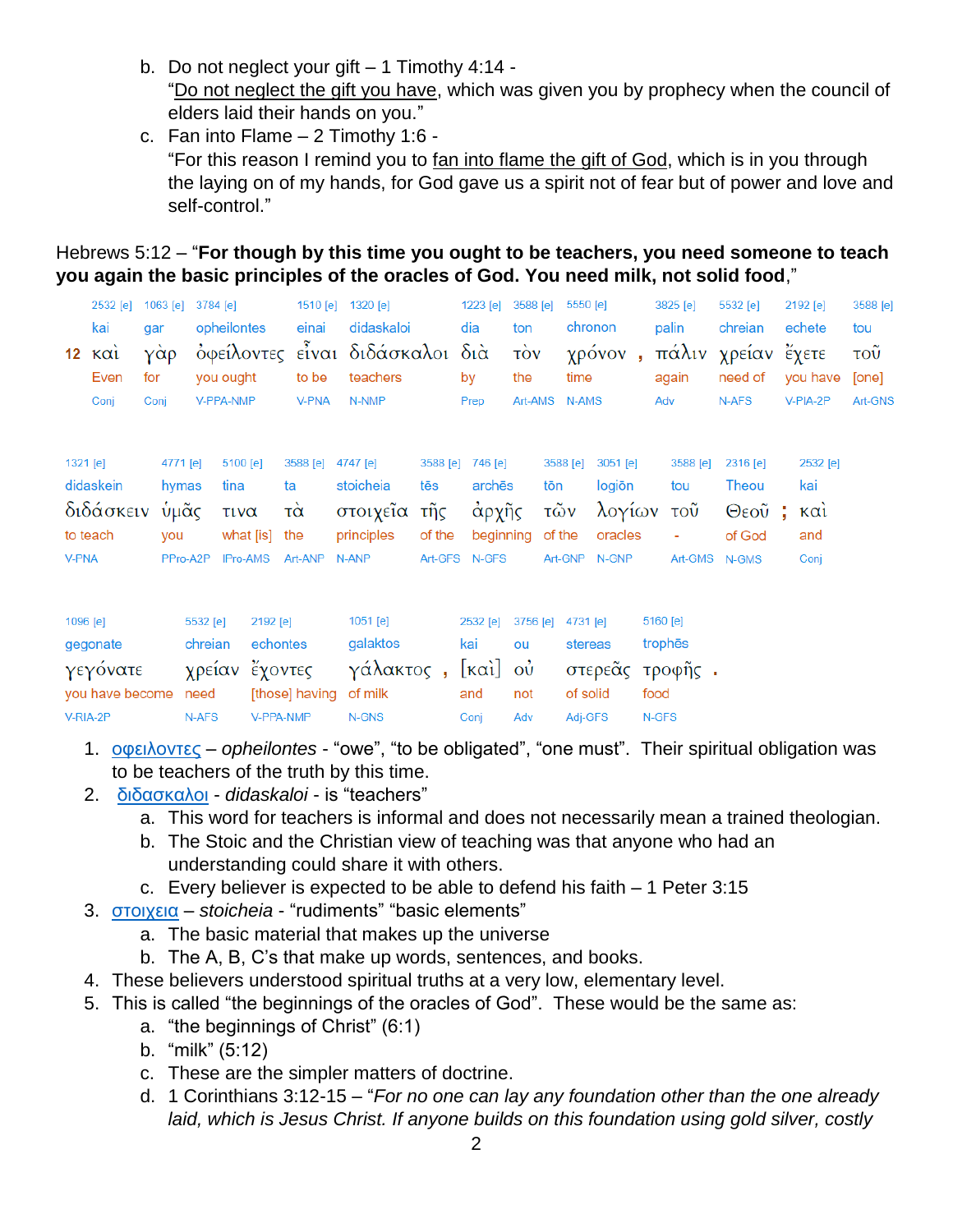b. Do not neglect your gift – 1 Timothy 4:14 -
   "Do not neglect the gift you have, which was given you by prophecy when the council of elders laid their hands on you."
c. Fan into Flame – 2 Timothy 1:6 -
   "For this reason I remind you to fan into flame the gift of God, which is in you through the laying on of my hands, for God gave us a spirit not of fear but of power and love and self-control."

Hebrews 5:12 – "**For though by this time you ought to be teachers, you need someone to teach you again the basic principles of the oracles of God. You need milk, not solid food**,"

| 2532 [e] | 1063 [e] | 3784 [e] | 1510 [e] | 1320 [e] | 1223 [e] | 3588 [e] | 5550 [e] | | 3825 [e] | 5532 [e] | 2192 [e] | 3588 [e] |
|---|---|---|---|---|---|---|---|---|---|---|---|---|
| kai | gar | opheilontes | einai | didaskaloi | dia | ton | chronon | | palin | chreian | echete | tou |
| 12 καὶ | γὰρ | ὀφείλοντες | εἶναι | διδάσκαλοι | διὰ | τὸν | χρόνον | , | πάλιν | χρείαν | ἔχετε | τοῦ |
| Even | for | you ought | to be | teachers | by | the | time | | again | need of | you have | [one] |
| Conj | Conj | V-PPA-NMP | V-PNA | N-NMP | Prep | Art-AMS | N-AMS | | Adv | N-AFS | V-PIA-2P | Art-GNS |

| 1321 [e] | 4771 [e] | 5100 [e] | 3588 [e] | 4747 [e] | 3588 [e] | 746 [e] | 3588 [e] | 3051 [e] | 3588 [e] | 2316 [e] | | 2532 [e] |
|---|---|---|---|---|---|---|---|---|---|---|---|---|
| didaskein | hymas | tina | ta | stoicheia | tēs | archēs | tōn | logiōn | tou | Theou | | kai |
| διδάσκειν | ὑμᾶς | τινα | τὰ | στοιχεῖα | τῆς | ἀρχῆς | τῶν | λογίων | τοῦ | Θεοῦ | ; | καὶ |
| to teach | you | what [is] | the | principles | of the | beginning | of the | oracles | - | of God | | and |
| V-PNA | PPro-A2P | IPro-AMS | Art-ANP | N-ANP | Art-GFS | N-GFS | Art-GNP | N-GNP | Art-GMS | N-GMS | | Conj |

| 1096 [e] | 5532 [e] | 2192 [e] | 1051 [e] | | 2532 [e] | 3756 [e] | 4731 [e] | 5160 [e] | |
|---|---|---|---|---|---|---|---|---|---|
| gegonate | chreian | echontes | galaktos | | kai | ou | stereas | trophēs | |
| γεγόνατε | χρείαν | ἔχοντες | γάλακτος | , | [καὶ] | οὐ | στερεᾶς | τροφῆς | . |
| you have become | need | [those] having | of milk | | and | not | of solid | food | |
| V-RIA-2P | N-AFS | V-PPA-NMP | N-GNS | | Conj | Adv | Adj-GFS | N-GFS | |

1. οφειλοντες – *opheilontes* - "owe", "to be obligated", "one must". Their spiritual obligation was to be teachers of the truth by this time.
2. διδασκαλοι - *didaskaloi* - is "teachers"
   a. This word for teachers is informal and does not necessarily mean a trained theologian.
   b. The Stoic and the Christian view of teaching was that anyone who had an understanding could share it with others.
   c. Every believer is expected to be able to defend his faith – 1 Peter 3:15
3. στοιχεια – *stoicheia* - "rudiments" "basic elements"
   a. The basic material that makes up the universe
   b. The A, B, C's that make up words, sentences, and books.
4. These believers understood spiritual truths at a very low, elementary level.
5. This is called "the beginnings of the oracles of God". These would be the same as:
   a. "the beginnings of Christ" (6:1)
   b. "milk" (5:12)
   c. These are the simpler matters of doctrine.
   d. 1 Corinthians 3:12-15 – "*For no one can lay any foundation other than the one already laid, which is Jesus Christ. If anyone builds on this foundation using gold silver, costly*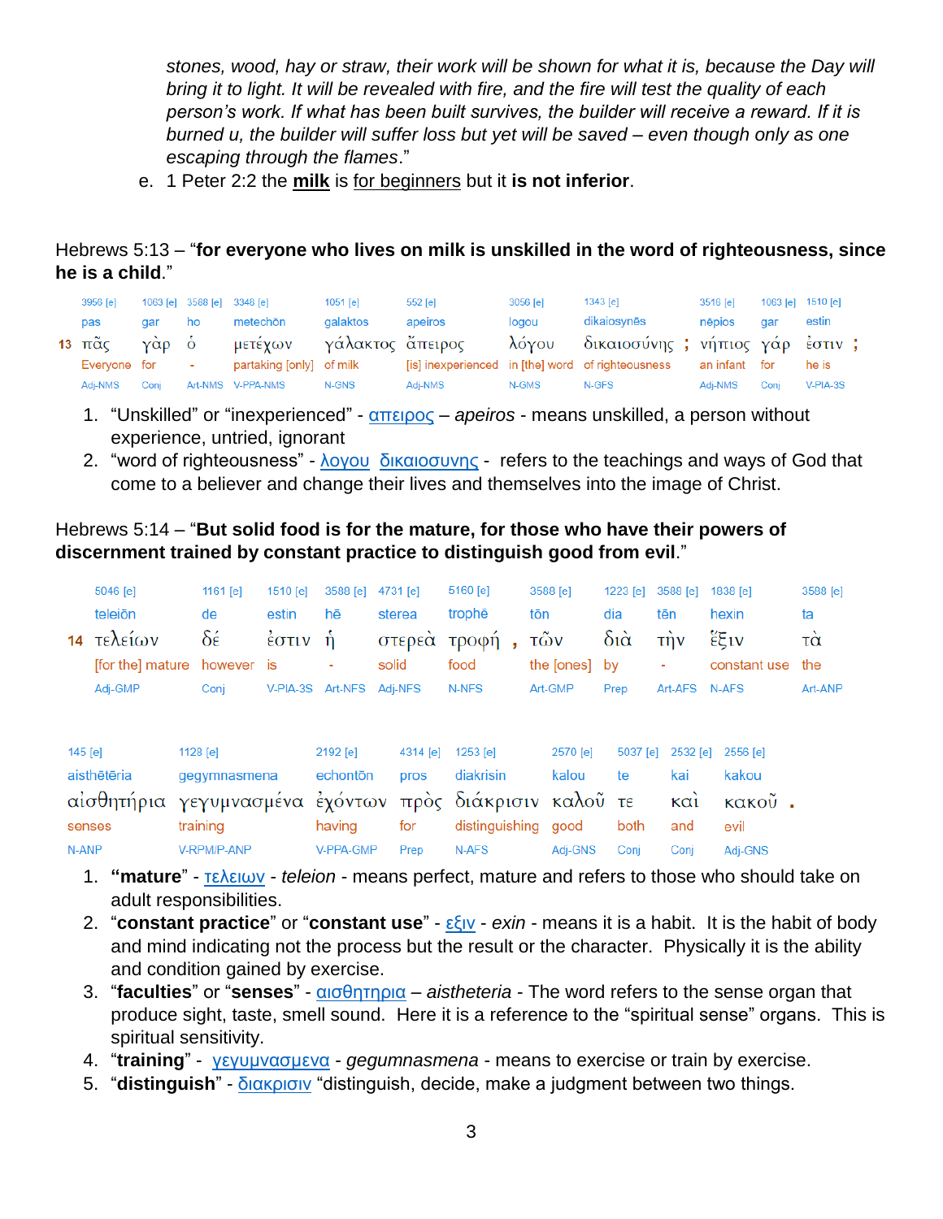*stones, wood, hay or straw, their work will be shown for what it is, because the Day will bring it to light. It will be revealed with fire, and the fire will test the quality of each person's work. If what has been built survives, the builder will receive a reward. If it is burned u, the builder will suffer loss but yet will be saved – even though only as one escaping through the flames*."

e. 1 Peter 2:2 the **milk** is for beginners but it **is not inferior**.

Hebrews 5:13 – "**for everyone who lives on milk is unskilled in the word of righteousness, since he is a child**."

| | 3956 [e] | 1063 [e] | 3588 [e] | 3348 [e] | 1051 [e] | 552 [e] | 3056 [e] | 1343 [e] | | 3516 [e] | 1063 [e] | 1510 [e] | |
|---|---|---|---|---|---|---|---|---|---|---|---|---|---|
| | pas | gar | ho | metechōn | galaktos | apeiros | logou | dikaiosynēs | | nēpios | gar | estin | |
| 13 | πᾶς | γὰρ | ὁ | μετέχων | γάλακτος | ἄπειρος | λόγου | δικαιοσύνης | ; | νήπιος | γάρ | ἐστιν | ; |
| | Everyone | for | - | partaking [only] | of milk | [is] inexperienced | in [the] word | of righteousness | | an infant | for | he is | |
| | Adj-NMS | Conj | Art-NMS | V-PPA-NMS | N-GNS | Adj-NMS | N-GMS | N-GFS | | Adj-NMS | Conj | V-PIA-3S | |

1. "Unskilled" or "inexperienced" - απειρος – *apeiros* - means unskilled, a person without experience, untried, ignorant
2. "word of righteousness" - λογου δικαιοσυνης - refers to the teachings and ways of God that come to a believer and change their lives and themselves into the image of Christ.

Hebrews 5:14 – "**But solid food is for the mature, for those who have their powers of discernment trained by constant practice to distinguish good from evil**."

| | 5046 [e] | 1161 [e] | 1510 [e] | 3588 [e] | 4731 [e] | 5160 [e] | | 3588 [e] | 1223 [e] | 3588 [e] | 1838 [e] | 3588 [e] |
|---|---|---|---|---|---|---|---|---|---|---|---|---|
| | teleiōn | de | estin | hē | sterea | trophē | | tōn | dia | tēn | hexin | ta |
| 14 | τελείων | δέ | ἐστιν | ἡ | στερεὰ | τροφή | , | τῶν | διὰ | τὴν | ἕξιν | τὰ |
| | [for the] mature | however | is | - | solid | food | | the [ones] | by | - | constant use | the |
| | Adj-GMP | Conj | V-PIA-3S | Art-NFS | Adj-NFS | N-NFS | | Art-GMP | Prep | Art-AFS | N-AFS | Art-ANP |

| 145 [e] | 1128 [e] | 2192 [e] | 4314 [e] | 1253 [e] | 2570 [e] | 5037 [e] | 2532 [e] | 2556 [e] | |
|---|---|---|---|---|---|---|---|---|---|
| aisthētēria | gegymnasmena | echontōn | pros | diakrisin | kalou | te | kai | kakou | |
| αἰσθητήρια | γεγυμνασμένα | ἐχόντων | πρὸς | διάκρισιν | καλοῦ | τε | καὶ | κακοῦ | . |
| senses | training | having | for | distinguishing | good | both | and | evil | |
| N-ANP | V-RPM/P-ANP | V-PPA-GMP | Prep | N-AFS | Adj-GNS | Conj | Conj | Adj-GNS | |

1. "**mature**" - τελειων - *teleion* - means perfect, mature and refers to those who should take on adult responsibilities.
2. "**constant practice**" or "**constant use**" - εξιν - *exin* - means it is a habit. It is the habit of body and mind indicating not the process but the result or the character. Physically it is the ability and condition gained by exercise.
3. "**faculties**" or "**senses**" - αισθητηρια – *aistheteria* - The word refers to the sense organ that produce sight, taste, smell sound. Here it is a reference to the "spiritual sense" organs. This is spiritual sensitivity.
4. "**training**" - γεγυμνασμενα - *gegumnasmena* - means to exercise or train by exercise.
5. "**distinguish**" - διακρισιν "distinguish, decide, make a judgment between two things.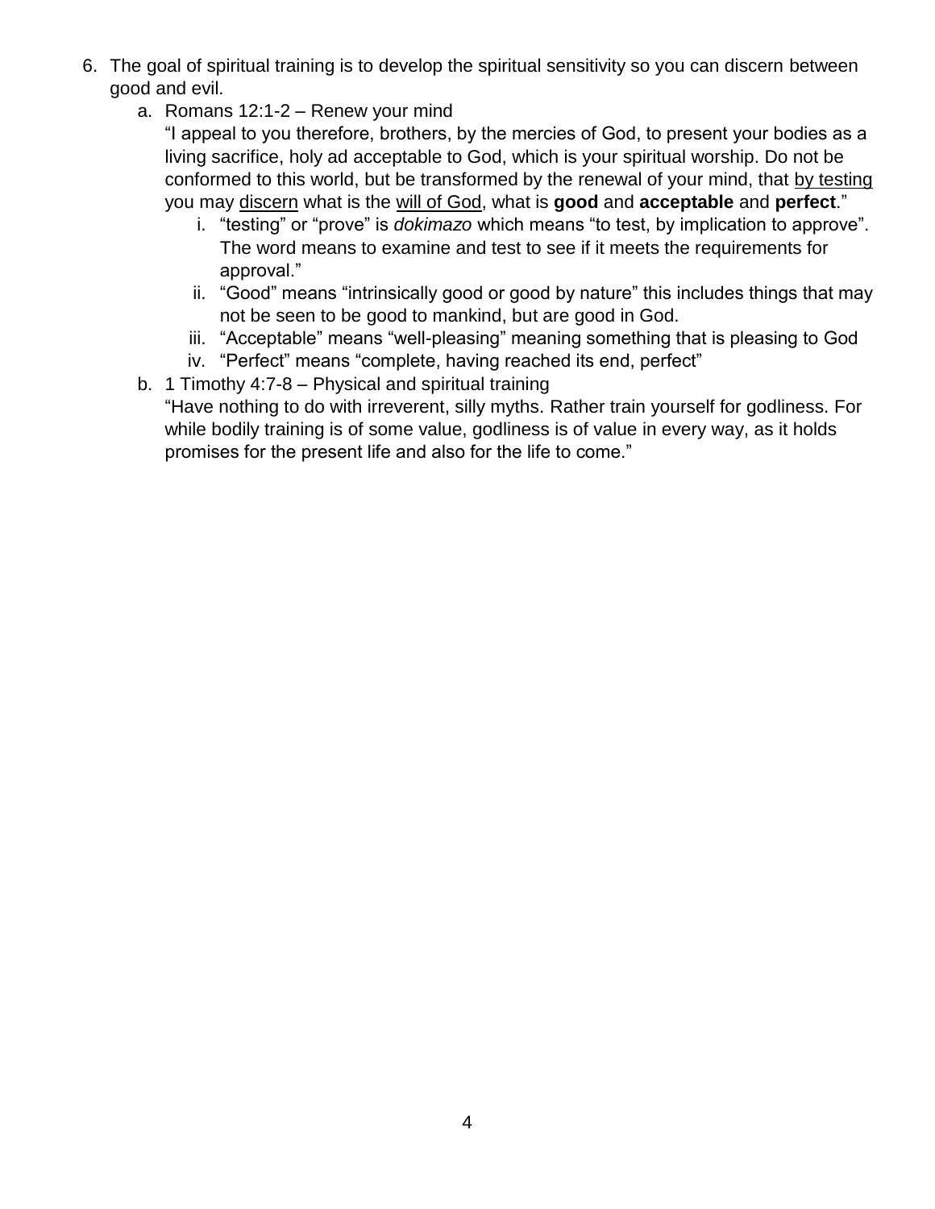6. The goal of spiritual training is to develop the spiritual sensitivity so you can discern between good and evil.
   a. Romans 12:1-2 – Renew your mind
      "I appeal to you therefore, brothers, by the mercies of God, to present your bodies as a living sacrifice, holy ad acceptable to God, which is your spiritual worship. Do not be conformed to this world, but be transformed by the renewal of your mind, that <u>by testing</u> you may <u>discern</u> what is the <u>will of God</u>, what is **good** and **acceptable** and **perfect**."
      i. "testing" or "prove" is *dokimazo* which means "to test, by implication to approve". The word means to examine and test to see if it meets the requirements for approval."
      ii. "Good" means "intrinsically good or good by nature" this includes things that may not be seen to be good to mankind, but are good in God.
      iii. "Acceptable" means "well-pleasing" meaning something that is pleasing to God
      iv. "Perfect" means "complete, having reached its end, perfect"
   b. 1 Timothy 4:7-8 – Physical and spiritual training
      "Have nothing to do with irreverent, silly myths. Rather train yourself for godliness. For while bodily training is of some value, godliness is of value in every way, as it holds promises for the present life and also for the life to come."